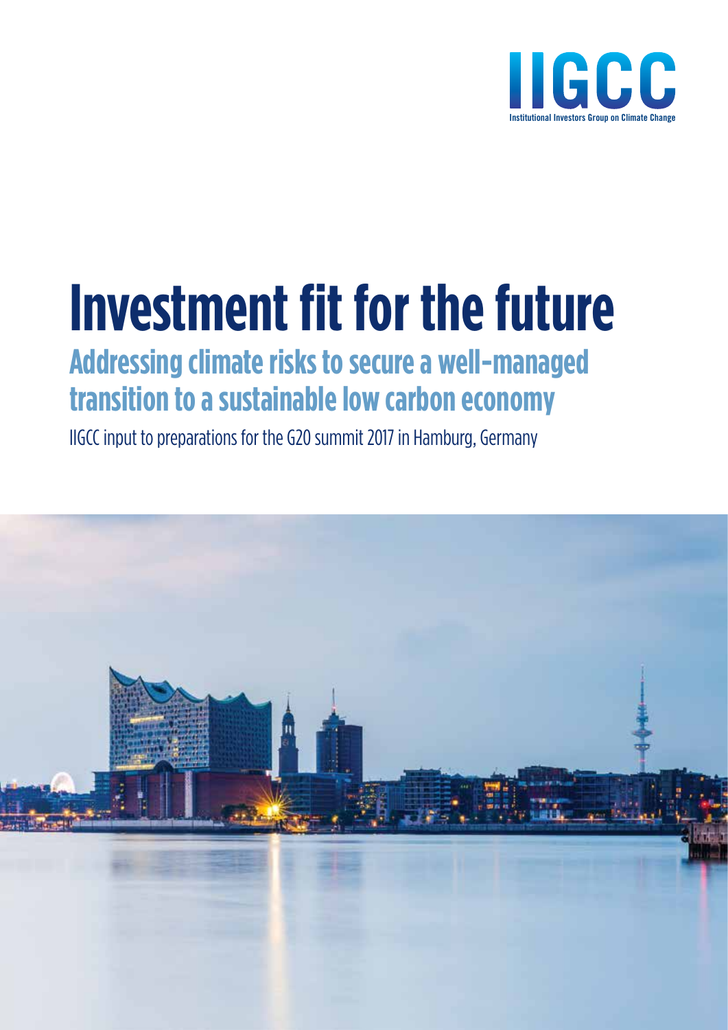IIGCC

Institutional Investors Group on Climate Change

# Investment fit for the future

## Addressing climate risks to secure a well-managed transition to a sustainable low carbon economy

IIGCC input to preparations for the G20 summit 2017 in Hamburg, Germany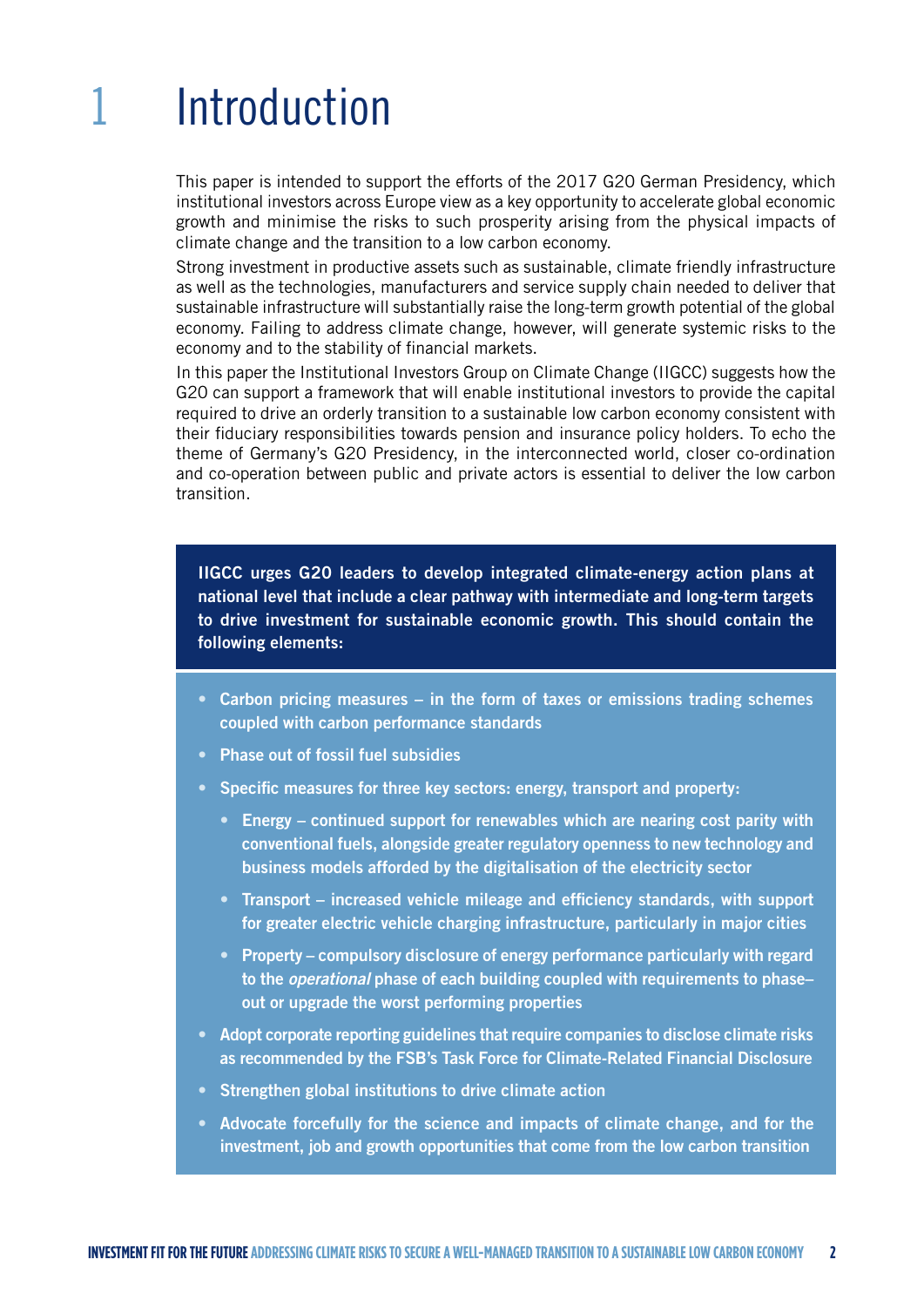# 1 Introduction

This paper is intended to support the efforts of the 2017 G20 German Presidency, which institutional investors across Europe view as a key opportunity to accelerate global economic growth and minimise the risks to such prosperity arising from the physical impacts of climate change and the transition to a low carbon economy.

Strong investment in productive assets such as sustainable, climate friendly infrastructure as well as the technologies, manufacturers and service supply chain needed to deliver that sustainable infrastructure will substantially raise the long-term growth potential of the global economy. Failing to address climate change, however, will generate systemic risks to the economy and to the stability of financial markets.

In this paper the Institutional Investors Group on Climate Change (IIGCC) suggests how the G20 can support a framework that will enable institutional investors to provide the capital required to drive an orderly transition to a sustainable low carbon economy consistent with their fiduciary responsibilities towards pension and insurance policy holders. To echo the theme of Germany's G20 Presidency, in the interconnected world, closer co-ordination and co-operation between public and private actors is essential to deliver the low carbon transition.

**IIGCC urges G20 leaders to develop integrated climate-energy action plans at national level that include a clear pathway with intermediate and long-term targets to drive investment for sustainable economic growth. This should contain the following elements:**

- **Carbon pricing measures – in the form of taxes or emissions trading schemes coupled with carbon performance standards**
- **Phase out of fossil fuel subsidies**
- **Specific measures for three key sectors: energy, transport and property:**
  - **Energy – continued support for renewables which are nearing cost parity with conventional fuels, alongside greater regulatory openness to new technology and business models afforded by the digitalisation of the electricity sector**
  - **Transport – increased vehicle mileage and efficiency standards, with support for greater electric vehicle charging infrastructure, particularly in major cities**
  - **Property – compulsory disclosure of energy performance particularly with regard to the *operational* phase of each building coupled with requirements to phase–out or upgrade the worst performing properties**
- **Adopt corporate reporting guidelines that require companies to disclose climate risks as recommended by the FSB's Task Force for Climate-Related Financial Disclosure**
- **Strengthen global institutions to drive climate action**
- **Advocate forcefully for the science and impacts of climate change, and for the investment, job and growth opportunities that come from the low carbon transition**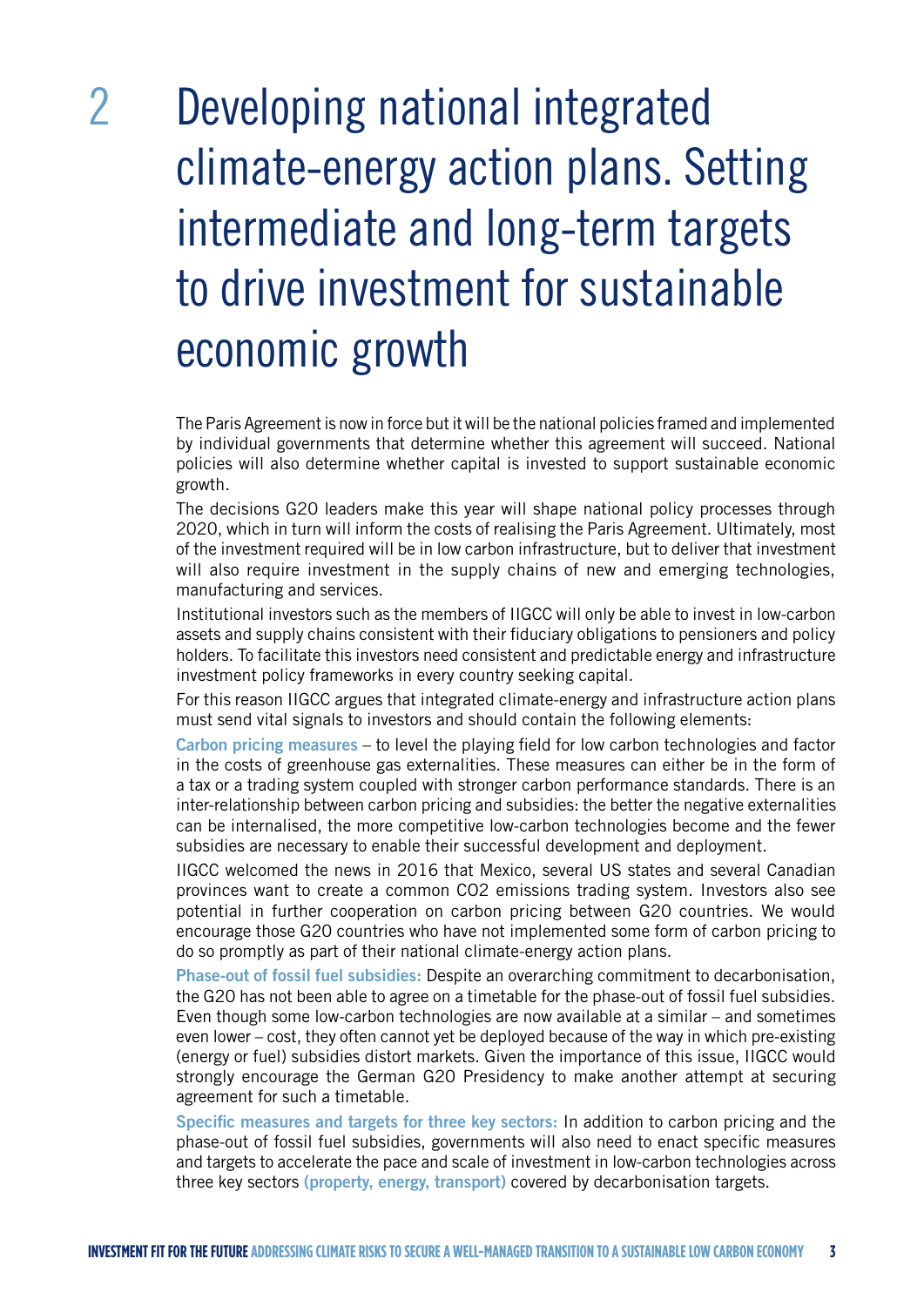# 2 Developing national integrated climate-energy action plans. Setting intermediate and long-term targets to drive investment for sustainable economic growth

The Paris Agreement is now in force but it will be the national policies framed and implemented by individual governments that determine whether this agreement will succeed. National policies will also determine whether capital is invested to support sustainable economic growth.

The decisions G20 leaders make this year will shape national policy processes through 2020, which in turn will inform the costs of realising the Paris Agreement. Ultimately, most of the investment required will be in low carbon infrastructure, but to deliver that investment will also require investment in the supply chains of new and emerging technologies, manufacturing and services.

Institutional investors such as the members of IIGCC will only be able to invest in low-carbon assets and supply chains consistent with their fiduciary obligations to pensioners and policy holders. To facilitate this investors need consistent and predictable energy and infrastructure investment policy frameworks in every country seeking capital.

For this reason IIGCC argues that integrated climate-energy and infrastructure action plans must send vital signals to investors and should contain the following elements:

**Carbon pricing measures** – to level the playing field for low carbon technologies and factor in the costs of greenhouse gas externalities. These measures can either be in the form of a tax or a trading system coupled with stronger carbon performance standards. There is an inter-relationship between carbon pricing and subsidies: the better the negative externalities can be internalised, the more competitive low-carbon technologies become and the fewer subsidies are necessary to enable their successful development and deployment.

IIGCC welcomed the news in 2016 that Mexico, several US states and several Canadian provinces want to create a common $CO_2$ emissions trading system. Investors also see potential in further cooperation on carbon pricing between G20 countries. We would encourage those G20 countries who have not implemented some form of carbon pricing to do so promptly as part of their national climate-energy action plans.

**Phase-out of fossil fuel subsidies:** Despite an overarching commitment to decarbonisation, the G20 has not been able to agree on a timetable for the phase-out of fossil fuel subsidies. Even though some low-carbon technologies are now available at a similar – and sometimes even lower – cost, they often cannot yet be deployed because of the way in which pre-existing (energy or fuel) subsidies distort markets. Given the importance of this issue, IIGCC would strongly encourage the German G20 Presidency to make another attempt at securing agreement for such a timetable.

**Specific measures and targets for three key sectors:** In addition to carbon pricing and the phase-out of fossil fuel subsidies, governments will also need to enact specific measures and targets to accelerate the pace and scale of investment in low-carbon technologies across three key sectors **(property, energy, transport)** covered by decarbonisation targets.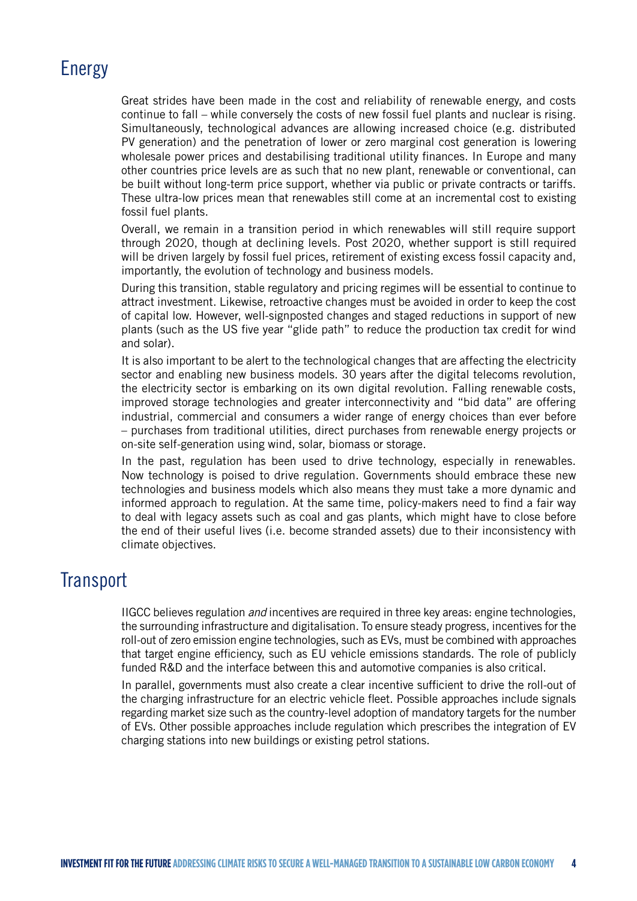## Energy

Great strides have been made in the cost and reliability of renewable energy, and costs continue to fall – while conversely the costs of new fossil fuel plants and nuclear is rising. Simultaneously, technological advances are allowing increased choice (e.g. distributed PV generation) and the penetration of lower or zero marginal cost generation is lowering wholesale power prices and destabilising traditional utility finances. In Europe and many other countries price levels are as such that no new plant, renewable or conventional, can be built without long-term price support, whether via public or private contracts or tariffs. These ultra-low prices mean that renewables still come at an incremental cost to existing fossil fuel plants.

Overall, we remain in a transition period in which renewables will still require support through 2020, though at declining levels. Post 2020, whether support is still required will be driven largely by fossil fuel prices, retirement of existing excess fossil capacity and, importantly, the evolution of technology and business models.

During this transition, stable regulatory and pricing regimes will be essential to continue to attract investment. Likewise, retroactive changes must be avoided in order to keep the cost of capital low. However, well-signposted changes and staged reductions in support of new plants (such as the US five year "glide path" to reduce the production tax credit for wind and solar).

It is also important to be alert to the technological changes that are affecting the electricity sector and enabling new business models. 30 years after the digital telecoms revolution, the electricity sector is embarking on its own digital revolution. Falling renewable costs, improved storage technologies and greater interconnectivity and "bid data" are offering industrial, commercial and consumers a wider range of energy choices than ever before – purchases from traditional utilities, direct purchases from renewable energy projects or on-site self-generation using wind, solar, biomass or storage.

In the past, regulation has been used to drive technology, especially in renewables. Now technology is poised to drive regulation. Governments should embrace these new technologies and business models which also means they must take a more dynamic and informed approach to regulation. At the same time, policy-makers need to find a fair way to deal with legacy assets such as coal and gas plants, which might have to close before the end of their useful lives (i.e. become stranded assets) due to their inconsistency with climate objectives.

## Transport

IIGCC believes regulation *and* incentives are required in three key areas: engine technologies, the surrounding infrastructure and digitalisation. To ensure steady progress, incentives for the roll-out of zero emission engine technologies, such as EVs, must be combined with approaches that target engine efficiency, such as EU vehicle emissions standards. The role of publicly funded R&D and the interface between this and automotive companies is also critical.

In parallel, governments must also create a clear incentive sufficient to drive the roll-out of the charging infrastructure for an electric vehicle fleet. Possible approaches include signals regarding market size such as the country-level adoption of mandatory targets for the number of EVs. Other possible approaches include regulation which prescribes the integration of EV charging stations into new buildings or existing petrol stations.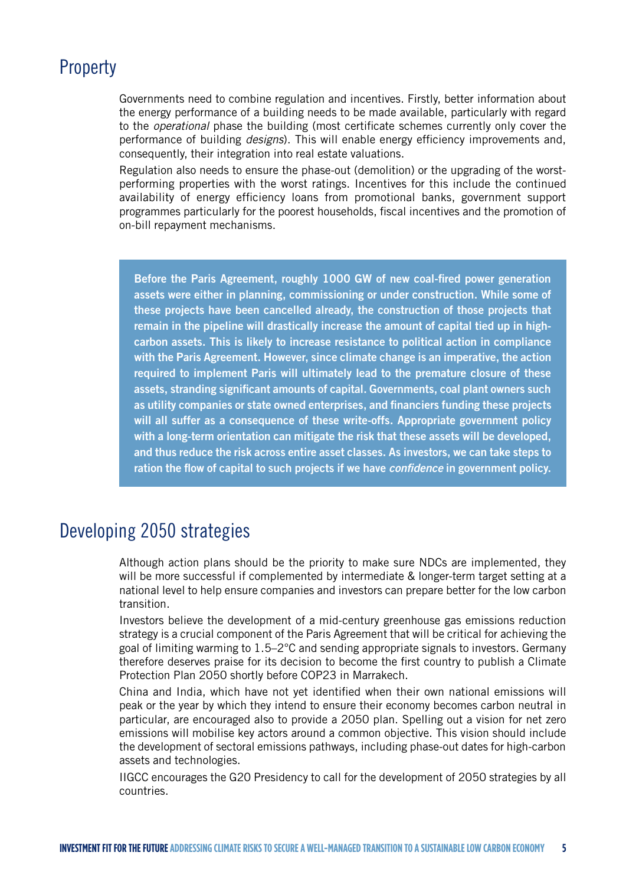## Property

Governments need to combine regulation and incentives. Firstly, better information about the energy performance of a building needs to be made available, particularly with regard to the *operational* phase the building (most certificate schemes currently only cover the performance of building *designs*). This will enable energy efficiency improvements and, consequently, their integration into real estate valuations.

Regulation also needs to ensure the phase-out (demolition) or the upgrading of the worst-performing properties with the worst ratings. Incentives for this include the continued availability of energy efficiency loans from promotional banks, government support programmes particularly for the poorest households, fiscal incentives and the promotion of on-bill repayment mechanisms.

**Before the Paris Agreement, roughly 1000 GW of new coal-fired power generation assets were either in planning, commissioning or under construction. While some of these projects have been cancelled already, the construction of those projects that remain in the pipeline will drastically increase the amount of capital tied up in high-carbon assets. This is likely to increase resistance to political action in compliance with the Paris Agreement. However, since climate change is an imperative, the action required to implement Paris will ultimately lead to the premature closure of these assets, stranding significant amounts of capital. Governments, coal plant owners such as utility companies or state owned enterprises, and financiers funding these projects will all suffer as a consequence of these write-offs. Appropriate government policy with a long-term orientation can mitigate the risk that these assets will be developed, and thus reduce the risk across entire asset classes. As investors, we can take steps to ration the flow of capital to such projects if we have *confidence* in government policy.**

## Developing 2050 strategies

Although action plans should be the priority to make sure NDCs are implemented, they will be more successful if complemented by intermediate & longer-term target setting at a national level to help ensure companies and investors can prepare better for the low carbon transition.

Investors believe the development of a mid-century greenhouse gas emissions reduction strategy is a crucial component of the Paris Agreement that will be critical for achieving the goal of limiting warming to 1.5–2°C and sending appropriate signals to investors. Germany therefore deserves praise for its decision to become the first country to publish a Climate Protection Plan 2050 shortly before COP23 in Marrakech.

China and India, which have not yet identified when their own national emissions will peak or the year by which they intend to ensure their economy becomes carbon neutral in particular, are encouraged also to provide a 2050 plan. Spelling out a vision for net zero emissions will mobilise key actors around a common objective. This vision should include the development of sectoral emissions pathways, including phase-out dates for high-carbon assets and technologies.

IIGCC encourages the G20 Presidency to call for the development of 2050 strategies by all countries.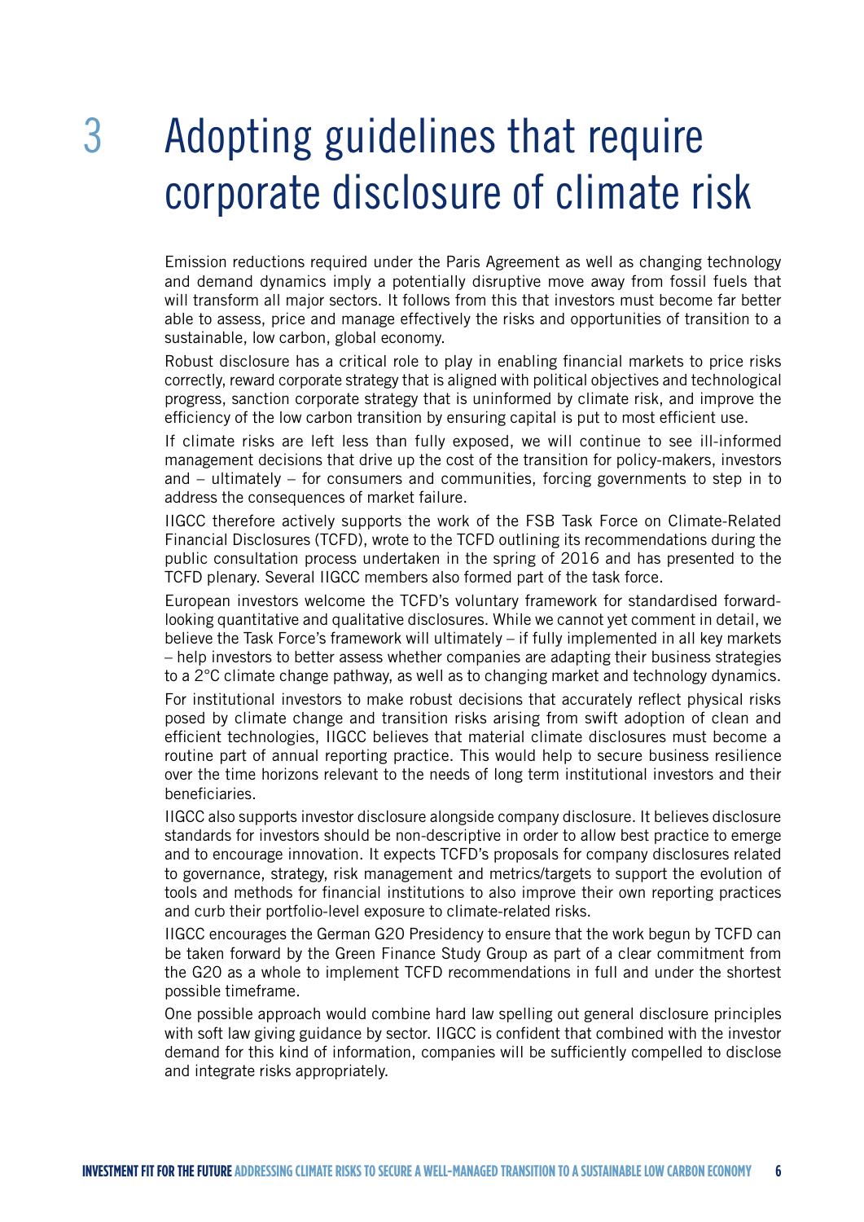# 3 Adopting guidelines that require corporate disclosure of climate risk

Emission reductions required under the Paris Agreement as well as changing technology and demand dynamics imply a potentially disruptive move away from fossil fuels that will transform all major sectors. It follows from this that investors must become far better able to assess, price and manage effectively the risks and opportunities of transition to a sustainable, low carbon, global economy.

Robust disclosure has a critical role to play in enabling financial markets to price risks correctly, reward corporate strategy that is aligned with political objectives and technological progress, sanction corporate strategy that is uninformed by climate risk, and improve the efficiency of the low carbon transition by ensuring capital is put to most efficient use.

If climate risks are left less than fully exposed, we will continue to see ill-informed management decisions that drive up the cost of the transition for policy-makers, investors and – ultimately – for consumers and communities, forcing governments to step in to address the consequences of market failure.

IIGCC therefore actively supports the work of the FSB Task Force on Climate-Related Financial Disclosures (TCFD), wrote to the TCFD outlining its recommendations during the public consultation process undertaken in the spring of 2016 and has presented to the TCFD plenary. Several IIGCC members also formed part of the task force.

European investors welcome the TCFD's voluntary framework for standardised forward-looking quantitative and qualitative disclosures. While we cannot yet comment in detail, we believe the Task Force's framework will ultimately – if fully implemented in all key markets – help investors to better assess whether companies are adapting their business strategies to a 2°C climate change pathway, as well as to changing market and technology dynamics.

For institutional investors to make robust decisions that accurately reflect physical risks posed by climate change and transition risks arising from swift adoption of clean and efficient technologies, IIGCC believes that material climate disclosures must become a routine part of annual reporting practice. This would help to secure business resilience over the time horizons relevant to the needs of long term institutional investors and their beneficiaries.

IIGCC also supports investor disclosure alongside company disclosure. It believes disclosure standards for investors should be non-descriptive in order to allow best practice to emerge and to encourage innovation. It expects TCFD's proposals for company disclosures related to governance, strategy, risk management and metrics/targets to support the evolution of tools and methods for financial institutions to also improve their own reporting practices and curb their portfolio-level exposure to climate-related risks.

IIGCC encourages the German G20 Presidency to ensure that the work begun by TCFD can be taken forward by the Green Finance Study Group as part of a clear commitment from the G20 as a whole to implement TCFD recommendations in full and under the shortest possible timeframe.

One possible approach would combine hard law spelling out general disclosure principles with soft law giving guidance by sector. IIGCC is confident that combined with the investor demand for this kind of information, companies will be sufficiently compelled to disclose and integrate risks appropriately.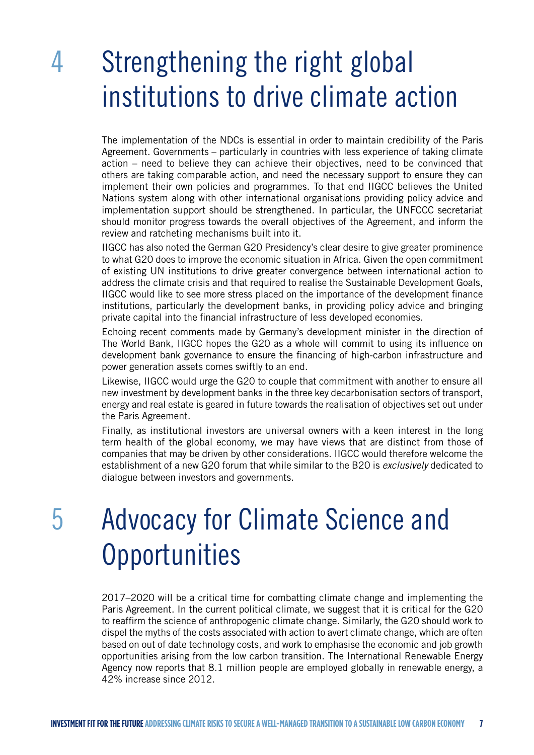# 4 Strengthening the right global institutions to drive climate action

The implementation of the NDCs is essential in order to maintain credibility of the Paris Agreement. Governments – particularly in countries with less experience of taking climate action – need to believe they can achieve their objectives, need to be convinced that others are taking comparable action, and need the necessary support to ensure they can implement their own policies and programmes. To that end IIGCC believes the United Nations system along with other international organisations providing policy advice and implementation support should be strengthened. In particular, the UNFCCC secretariat should monitor progress towards the overall objectives of the Agreement, and inform the review and ratcheting mechanisms built into it.

IIGCC has also noted the German G20 Presidency's clear desire to give greater prominence to what G20 does to improve the economic situation in Africa. Given the open commitment of existing UN institutions to drive greater convergence between international action to address the climate crisis and that required to realise the Sustainable Development Goals, IIGCC would like to see more stress placed on the importance of the development finance institutions, particularly the development banks, in providing policy advice and bringing private capital into the financial infrastructure of less developed economies.

Echoing recent comments made by Germany's development minister in the direction of The World Bank, IIGCC hopes the G20 as a whole will commit to using its influence on development bank governance to ensure the financing of high-carbon infrastructure and power generation assets comes swiftly to an end.

Likewise, IIGCC would urge the G20 to couple that commitment with another to ensure all new investment by development banks in the three key decarbonisation sectors of transport, energy and real estate is geared in future towards the realisation of objectives set out under the Paris Agreement.

Finally, as institutional investors are universal owners with a keen interest in the long term health of the global economy, we may have views that are distinct from those of companies that may be driven by other considerations. IIGCC would therefore welcome the establishment of a new G20 forum that while similar to the B20 is *exclusively* dedicated to dialogue between investors and governments.

# 5 Advocacy for Climate Science and Opportunities

2017–2020 will be a critical time for combatting climate change and implementing the Paris Agreement. In the current political climate, we suggest that it is critical for the G20 to reaffirm the science of anthropogenic climate change. Similarly, the G20 should work to dispel the myths of the costs associated with action to avert climate change, which are often based on out of date technology costs, and work to emphasise the economic and job growth opportunities arising from the low carbon transition. The International Renewable Energy Agency now reports that 8.1 million people are employed globally in renewable energy, a 42% increase since 2012.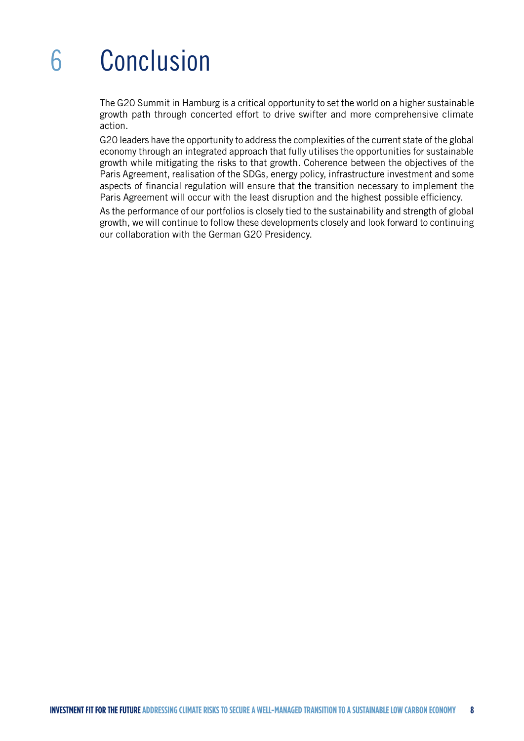# 6 Conclusion

The G20 Summit in Hamburg is a critical opportunity to set the world on a higher sustainable growth path through concerted effort to drive swifter and more comprehensive climate action.

G20 leaders have the opportunity to address the complexities of the current state of the global economy through an integrated approach that fully utilises the opportunities for sustainable growth while mitigating the risks to that growth. Coherence between the objectives of the Paris Agreement, realisation of the SDGs, energy policy, infrastructure investment and some aspects of financial regulation will ensure that the transition necessary to implement the Paris Agreement will occur with the least disruption and the highest possible efficiency.

As the performance of our portfolios is closely tied to the sustainability and strength of global growth, we will continue to follow these developments closely and look forward to continuing our collaboration with the German G20 Presidency.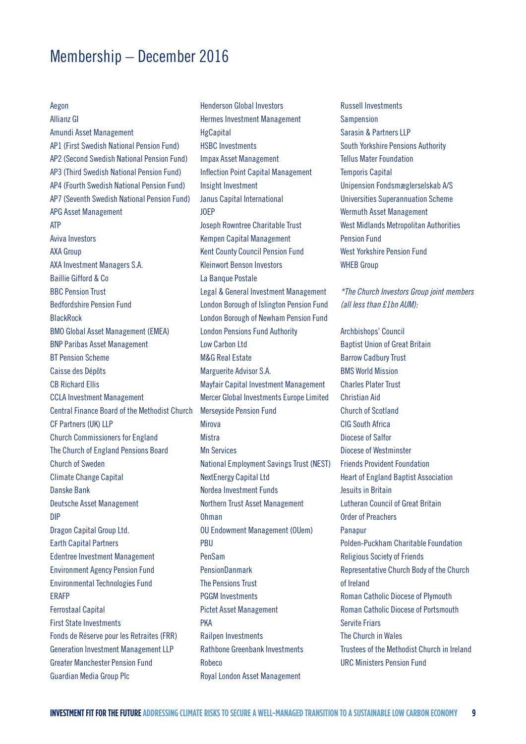# Membership – December 2016

Aegon
Allianz GI
Amundi Asset Management
AP1 (First Swedish National Pension Fund)
AP2 (Second Swedish National Pension Fund)
AP3 (Third Swedish National Pension Fund)
AP4 (Fourth Swedish National Pension Fund)
AP7 (Seventh Swedish National Pension Fund)
APG Asset Management
ATP
Aviva Investors
AXA Group
AXA Investment Managers S.A.
Baillie Gifford & Co
BBC Pension Trust
Bedfordshire Pension Fund
BlackRock
BMO Global Asset Management (EMEA)
BNP Paribas Asset Management
BT Pension Scheme
Caisse des Dépôts
CB Richard Ellis
CCLA Investment Management
Central Finance Board of the Methodist Church
CF Partners (UK) LLP
Church Commissioners for England
The Church of England Pensions Board
Church of Sweden
Climate Change Capital
Danske Bank
Deutsche Asset Management
DIP
Dragon Capital Group Ltd.
Earth Capital Partners
Edentree Investment Management
Environment Agency Pension Fund
Environmental Technologies Fund
ERAFP
Ferrostaal Capital
First State Investments
Fonds de Réserve pour les Retraites (FRR)
Generation Investment Management LLP
Greater Manchester Pension Fund
Guardian Media Group Plc
Henderson Global Investors
Hermes Investment Management
HgCapital
HSBC Investments
Impax Asset Management
Inflection Point Capital Management
Insight Investment
Janus Capital International
JOEP
Joseph Rowntree Charitable Trust
Kempen Capital Management
Kent County Council Pension Fund
Kleinwort Benson Investors
La Banque Postale
Legal & General Investment Management
London Borough of Islington Pension Fund
London Borough of Newham Pension Fund
London Pensions Fund Authority
Low Carbon Ltd
M&G Real Estate
Marguerite Advisor S.A.
Mayfair Capital Investment Management
Mercer Global Investments Europe Limited
Merseyside Pension Fund
Mirova
Mistra
Mn Services
National Employment Savings Trust (NEST)
NextEnergy Capital Ltd
Nordea Investment Funds
Northern Trust Asset Management
Ohman
OU Endowment Management (OUem)
PBU
PenSam
PensionDanmark
The Pensions Trust
PGGM Investments
Pictet Asset Management
PKA
Railpen Investments
Rathbone Greenbank Investments
Robeco
Royal London Asset Management
Russell Investments
Sampension
Sarasin & Partners LLP
South Yorkshire Pensions Authority
Tellus Mater Foundation
Temporis Capital
Unipension Fondsmæglerselskab A/S
Universities Superannuation Scheme
Wermuth Asset Management
West Midlands Metropolitan Authorities Pension Fund
West Yorkshire Pension Fund
WHEB Group

*\*The Church Investors Group joint members (all less than £1bn AUM):*

Archbishops' Council
Baptist Union of Great Britain
Barrow Cadbury Trust
BMS World Mission
Charles Plater Trust
Christian Aid
Church of Scotland
CIG South Africa
Diocese of Salfor
Diocese of Westminster
Friends Provident Foundation
Heart of England Baptist Association
Jesuits in Britain
Lutheran Council of Great Britain
Order of Preachers
Panapur
Polden-Puckham Charitable Foundation
Religious Society of Friends
Representative Church Body of the Church of Ireland
Roman Catholic Diocese of Plymouth
Roman Catholic Diocese of Portsmouth
Servite Friars
The Church in Wales
Trustees of the Methodist Church in Ireland
URC Ministers Pension Fund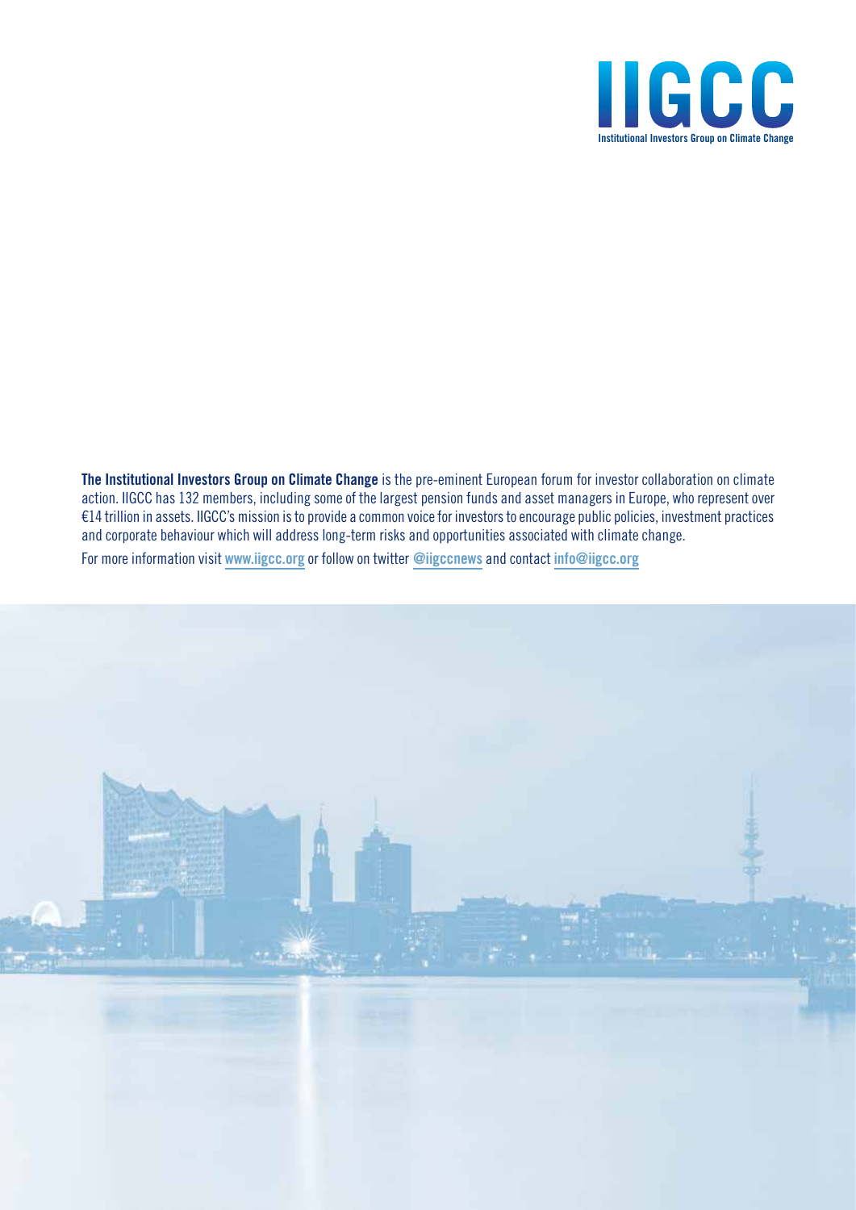# IIGCC

Institutional Investors Group on Climate Change

**The Institutional Investors Group on Climate Change** is the pre-eminent European forum for investor collaboration on climate action. IIGCC has 132 members, including some of the largest pension funds and asset managers in Europe, who represent over €14 trillion in assets. IIGCC's mission is to provide a common voice for investors to encourage public policies, investment practices and corporate behaviour which will address long-term risks and opportunities associated with climate change.

For more information visit www.iigcc.org or follow on twitter @iigccnews and contact info@iigcc.org